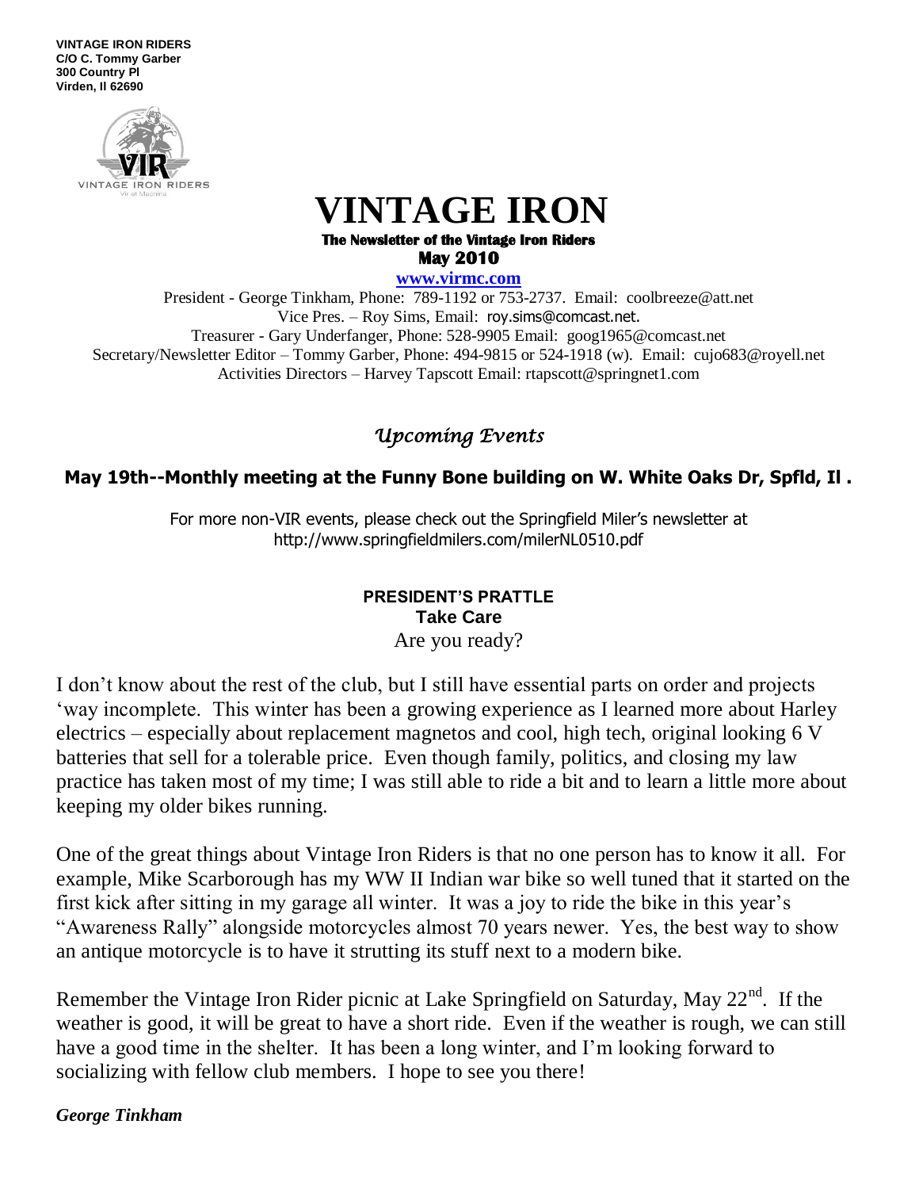**VINTAGE IRON RIDERS**
**C/O C. Tommy Garber**
**300 Country Pl**
**Virden, Il 62690**

# VINTAGE IRON

**The Newsletter of the Vintage Iron Riders**

**May 2010**

**www.virmc.com**

President - George Tinkham, Phone: 789-1192 or 753-2737. Email: coolbreeze@att.net
Vice Pres. – Roy Sims, Email: roy.sims@comcast.net.
Treasurer - Gary Underfanger, Phone: 528-9905 Email: goog1965@comcast.net
Secretary/Newsletter Editor – Tommy Garber, Phone: 494-9815 or 524-1918 (w). Email: cujo683@royell.net
Activities Directors – Harvey Tapscott Email: rtapscott@springnet1.com

## *Upcoming Events*

**May 19th--Monthly meeting at the Funny Bone building on W. White Oaks Dr, Spfld, Il .**

For more non-VIR events, please check out the Springfield Miler's newsletter at http://www.springfieldmilers.com/milerNL0510.pdf

### PRESIDENT'S PRATTLE

**Take Care**

Are you ready?

I don't know about the rest of the club, but I still have essential parts on order and projects 'way incomplete. This winter has been a growing experience as I learned more about Harley electrics – especially about replacement magnetos and cool, high tech, original looking 6 V batteries that sell for a tolerable price. Even though family, politics, and closing my law practice has taken most of my time; I was still able to ride a bit and to learn a little more about keeping my older bikes running.

One of the great things about Vintage Iron Riders is that no one person has to know it all. For example, Mike Scarborough has my WW II Indian war bike so well tuned that it started on the first kick after sitting in my garage all winter. It was a joy to ride the bike in this year's "Awareness Rally" alongside motorcycles almost 70 years newer. Yes, the best way to show an antique motorcycle is to have it strutting its stuff next to a modern bike.

Remember the Vintage Iron Rider picnic at Lake Springfield on Saturday, May 22nd. If the weather is good, it will be great to have a short ride. Even if the weather is rough, we can still have a good time in the shelter. It has been a long winter, and I'm looking forward to socializing with fellow club members. I hope to see you there!

***George Tinkham***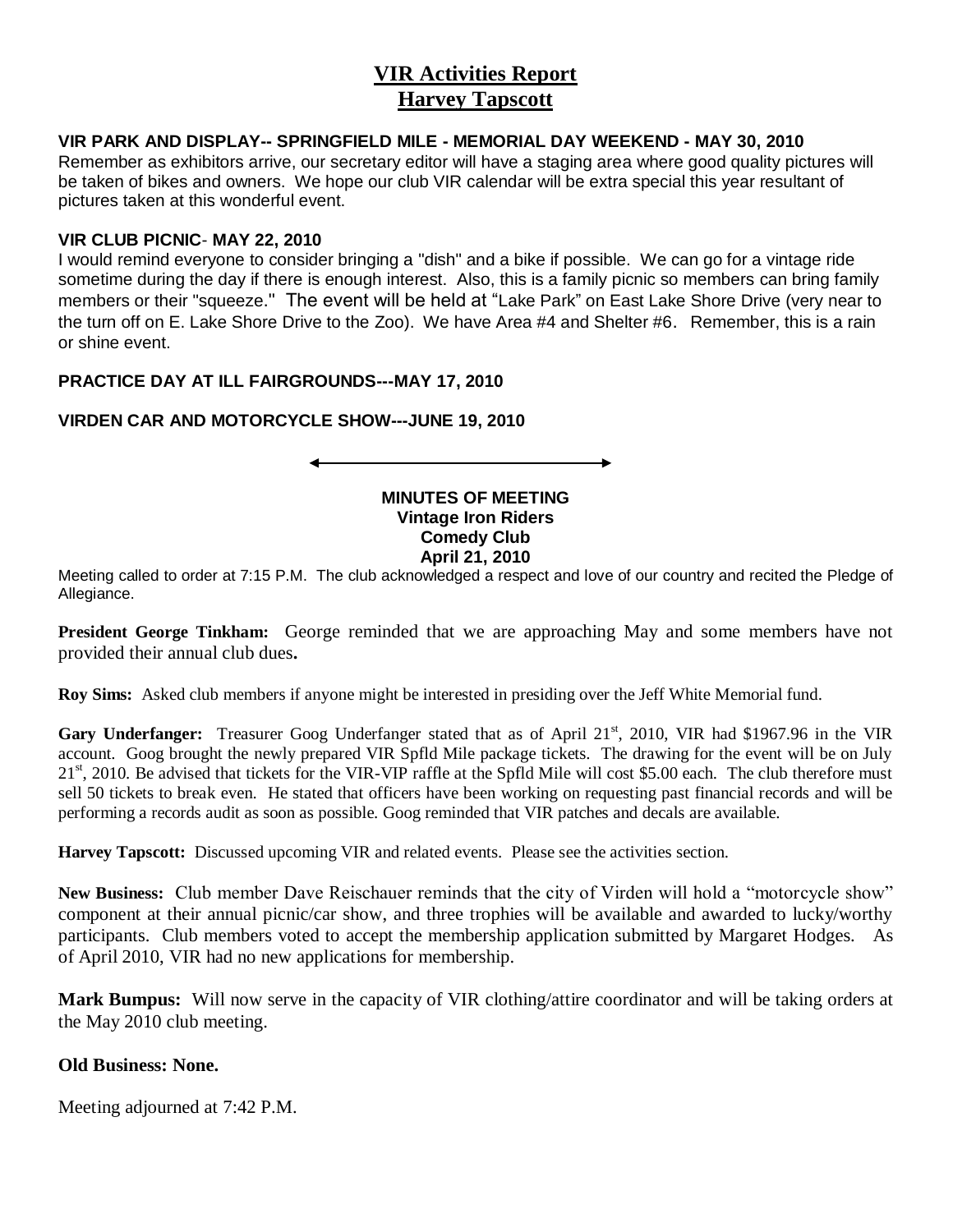# VIR Activities Report
## Harvey Tapscott

**VIR PARK AND DISPLAY-- SPRINGFIELD MILE - MEMORIAL DAY WEEKEND - MAY 30, 2010**

Remember as exhibitors arrive, our secretary editor will have a staging area where good quality pictures will be taken of bikes and owners. We hope our club VIR calendar will be extra special this year resultant of pictures taken at this wonderful event.

**VIR CLUB PICNIC- MAY 22, 2010**

I would remind everyone to consider bringing a "dish" and a bike if possible. We can go for a vintage ride sometime during the day if there is enough interest. Also, this is a family picnic so members can bring family members or their "squeeze." The event will be held at "Lake Park" on East Lake Shore Drive (very near to the turn off on E. Lake Shore Drive to the Zoo). We have Area #4 and Shelter #6. Remember, this is a rain or shine event.

**PRACTICE DAY AT ILL FAIRGROUNDS---MAY 17, 2010**

**VIRDEN CAR AND MOTORCYCLE SHOW---JUNE 19, 2010**

---

**MINUTES OF MEETING**
**Vintage Iron Riders**
**Comedy Club**
**April 21, 2010**

Meeting called to order at 7:15 P.M. The club acknowledged a respect and love of our country and recited the Pledge of Allegiance.

**President George Tinkham:** George reminded that we are approaching May and some members have not provided their annual club dues**.**

**Roy Sims:** Asked club members if anyone might be interested in presiding over the Jeff White Memorial fund.

**Gary Underfanger:** Treasurer Goog Underfanger stated that as of April 21st, 2010, VIR had $1967.96 in the VIR account. Goog brought the newly prepared VIR Spfld Mile package tickets. The drawing for the event will be on July 21st, 2010. Be advised that tickets for the VIR-VIP raffle at the Spfld Mile will cost $5.00 each. The club therefore must sell 50 tickets to break even. He stated that officers have been working on requesting past financial records and will be performing a records audit as soon as possible. Goog reminded that VIR patches and decals are available.

**Harvey Tapscott:** Discussed upcoming VIR and related events. Please see the activities section.

**New Business:** Club member Dave Reischauer reminds that the city of Virden will hold a "motorcycle show" component at their annual picnic/car show, and three trophies will be available and awarded to lucky/worthy participants. Club members voted to accept the membership application submitted by Margaret Hodges. As of April 2010, VIR had no new applications for membership.

**Mark Bumpus:** Will now serve in the capacity of VIR clothing/attire coordinator and will be taking orders at the May 2010 club meeting.

**Old Business: None.**

Meeting adjourned at 7:42 P.M.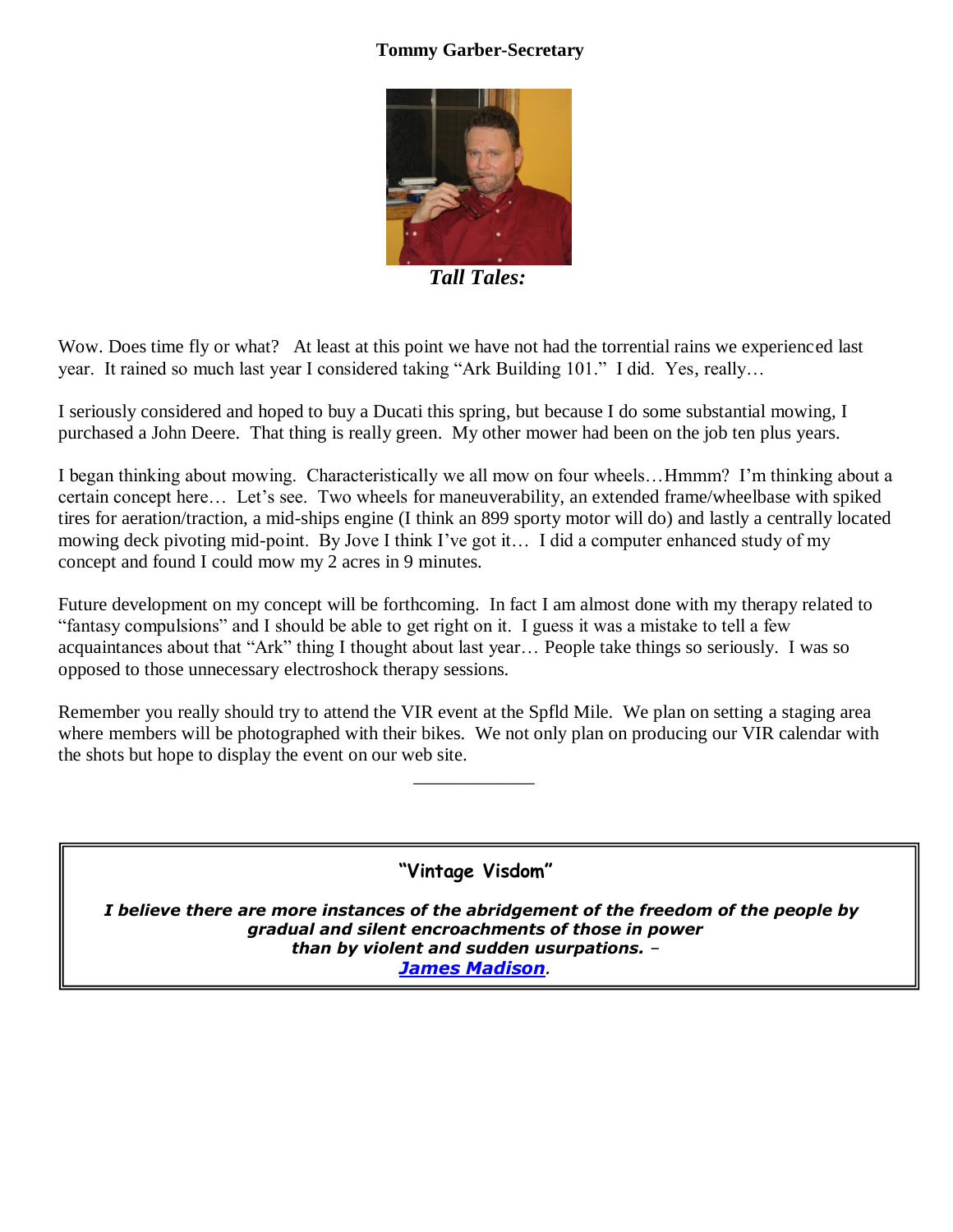**Tommy Garber-Secretary**

***Tall Tales:***

Wow. Does time fly or what? At least at this point we have not had the torrential rains we experienced last year. It rained so much last year I considered taking "Ark Building 101." I did. Yes, really…

I seriously considered and hoped to buy a Ducati this spring, but because I do some substantial mowing, I purchased a John Deere. That thing is really green. My other mower had been on the job ten plus years.

I began thinking about mowing. Characteristically we all mow on four wheels…Hmmm? I'm thinking about a certain concept here… Let's see. Two wheels for maneuverability, an extended frame/wheelbase with spiked tires for aeration/traction, a mid-ships engine (I think an 899 sporty motor will do) and lastly a centrally located mowing deck pivoting mid-point. By Jove I think I've got it… I did a computer enhanced study of my concept and found I could mow my 2 acres in 9 minutes.

Future development on my concept will be forthcoming. In fact I am almost done with my therapy related to "fantasy compulsions" and I should be able to get right on it. I guess it was a mistake to tell a few acquaintances about that "Ark" thing I thought about last year… People take things so seriously. I was so opposed to those unnecessary electroshock therapy sessions.

Remember you really should try to attend the VIR event at the Spfld Mile. We plan on setting a staging area where members will be photographed with their bikes. We not only plan on producing our VIR calendar with the shots but hope to display the event on our web site.

---

**"Vintage Visdom"**

***I believe there are more instances of the abridgement of the freedom of the people by gradual and silent encroachments of those in power than by violent and sudden usurpations. – [James Madison](James Madison).***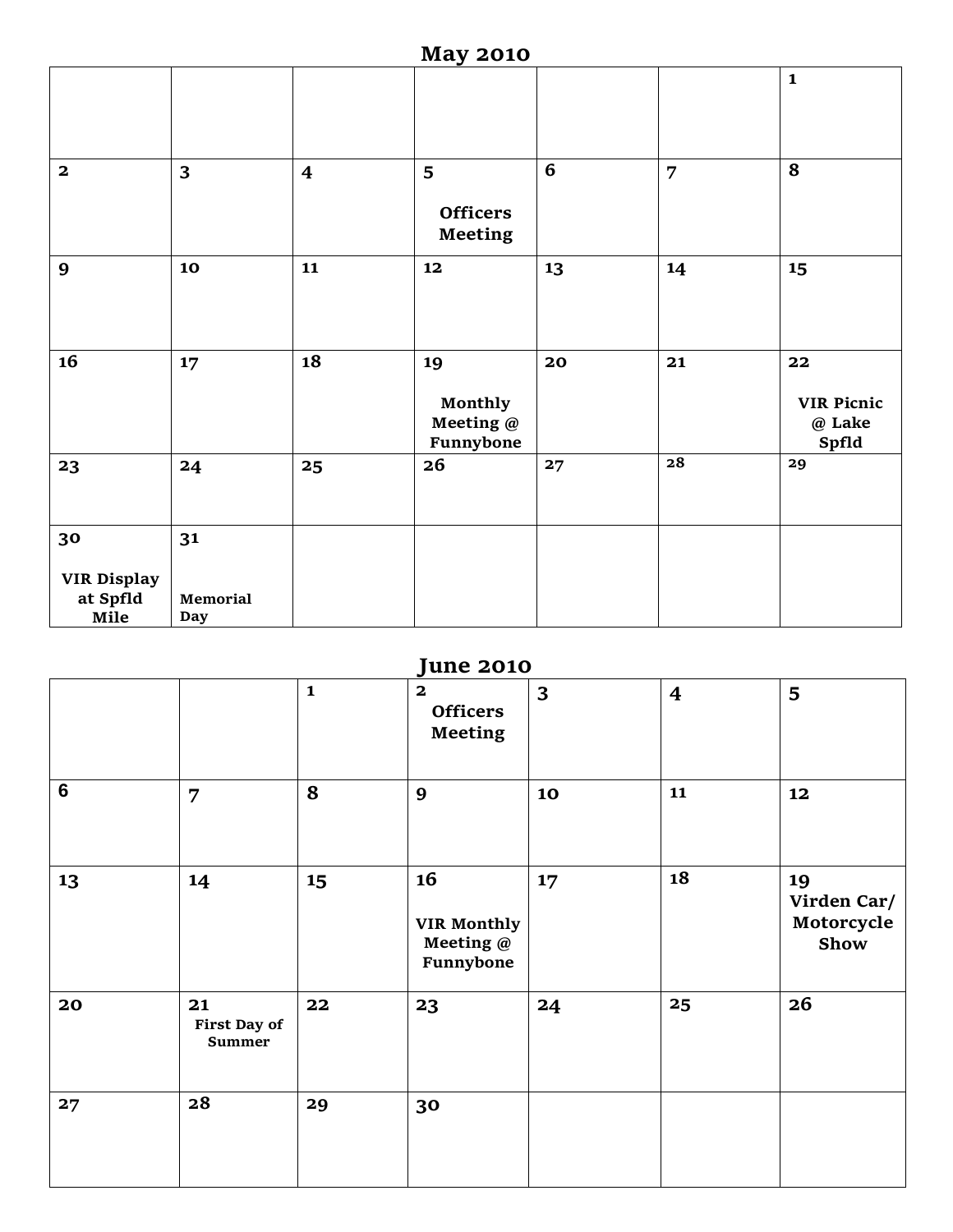## May 2010

| | | | | | | |
|---|---|---|---|---|---|---|
| | | | | | | 1 |
| 2 | 3 | 4 | 5 Officers Meeting | 6 | 7 | 8 |
| 9 | 10 | 11 | 12 | 13 | 14 | 15 |
| 16 | 17 | 18 | 19 Monthly Meeting @ Funnybone | 20 | 21 | 22 VIR Picnic @ Lake Spfld |
| 23 | 24 | 25 | 26 | 27 | 28 | 29 |
| 30 VIR Display at Spfld Mile | 31 Memorial Day | | | | | |

## June 2010

| | | | | | | |
|---|---|---|---|---|---|---|
| | | 1 | 2 Officers Meeting | 3 | 4 | 5 |
| 6 | 7 | 8 | 9 | 10 | 11 | 12 |
| 13 | 14 | 15 | 16 VIR Monthly Meeting @ Funnybone | 17 | 18 | 19 Virden Car/ Motorcycle Show |
| 20 | 21 First Day of Summer | 22 | 23 | 24 | 25 | 26 |
| 27 | 28 | 29 | 30 | | | |